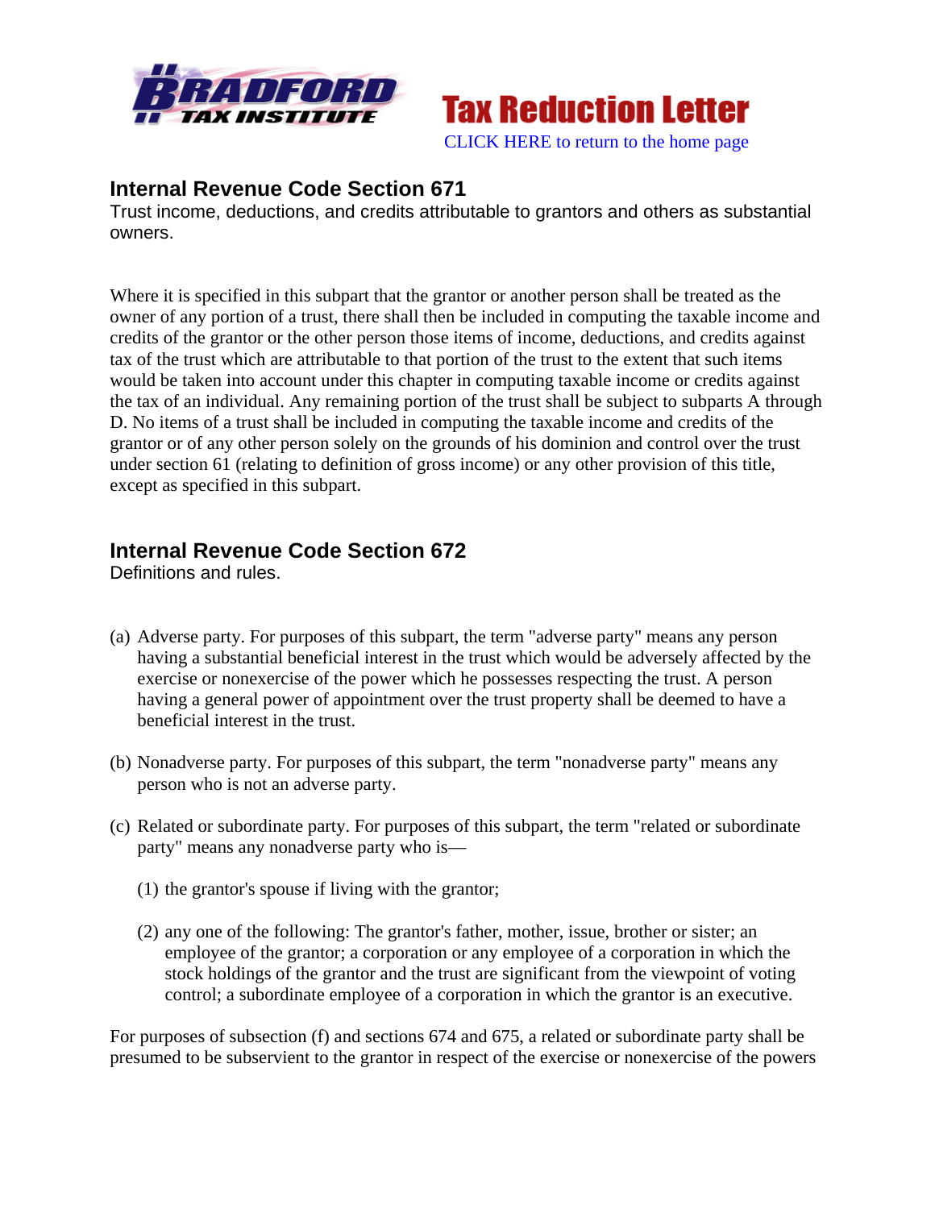Tax Reduction Letter

CLICK HERE to return to the home page

## Internal Revenue Code Section 671

Trust income, deductions, and credits attributable to grantors and others as substantial owners.

Where it is specified in this subpart that the grantor or another person shall be treated as the owner of any portion of a trust, there shall then be included in computing the taxable income and credits of the grantor or the other person those items of income, deductions, and credits against tax of the trust which are attributable to that portion of the trust to the extent that such items would be taken into account under this chapter in computing taxable income or credits against the tax of an individual. Any remaining portion of the trust shall be subject to subparts A through D. No items of a trust shall be included in computing the taxable income and credits of the grantor or of any other person solely on the grounds of his dominion and control over the trust under section 61 (relating to definition of gross income) or any other provision of this title, except as specified in this subpart.

## Internal Revenue Code Section 672

Definitions and rules.

(a) Adverse party. For purposes of this subpart, the term "adverse party" means any person having a substantial beneficial interest in the trust which would be adversely affected by the exercise or nonexercise of the power which he possesses respecting the trust. A person having a general power of appointment over the trust property shall be deemed to have a beneficial interest in the trust.

(b) Nonadverse party. For purposes of this subpart, the term "nonadverse party" means any person who is not an adverse party.

(c) Related or subordinate party. For purposes of this subpart, the term "related or subordinate party" means any nonadverse party who is—

(1) the grantor's spouse if living with the grantor;

(2) any one of the following: The grantor's father, mother, issue, brother or sister; an employee of the grantor; a corporation or any employee of a corporation in which the stock holdings of the grantor and the trust are significant from the viewpoint of voting control; a subordinate employee of a corporation in which the grantor is an executive.

For purposes of subsection (f) and sections 674 and 675, a related or subordinate party shall be presumed to be subservient to the grantor in respect of the exercise or nonexercise of the powers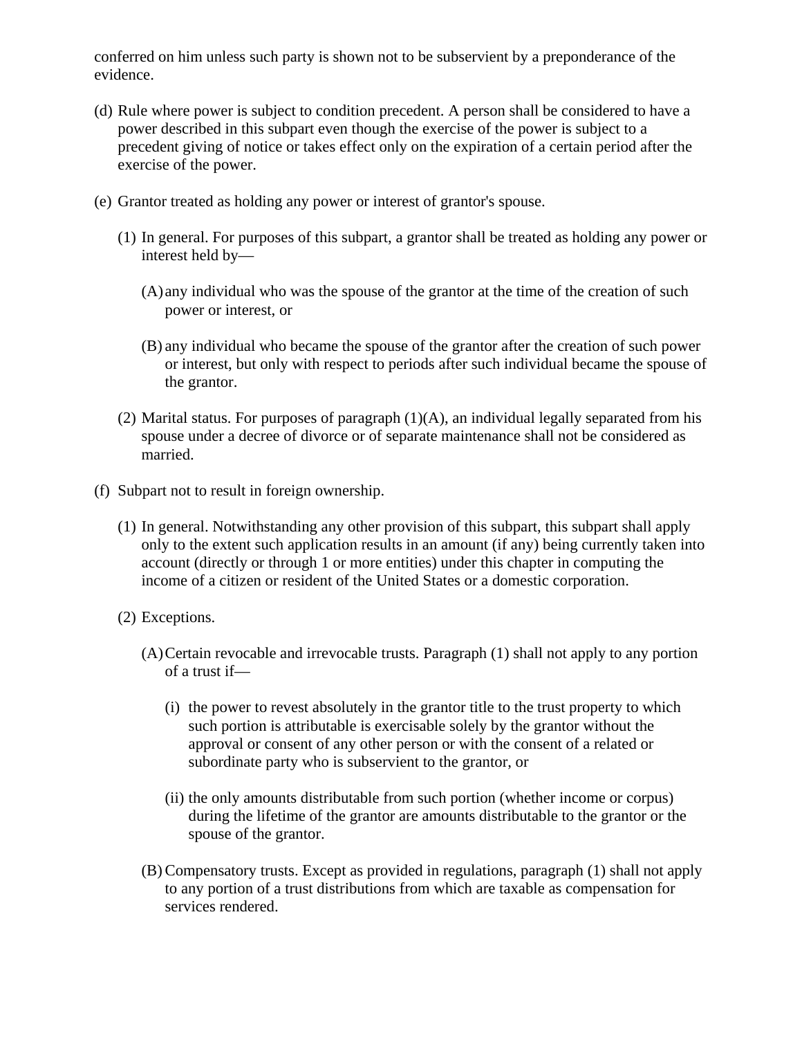conferred on him unless such party is shown not to be subservient by a preponderance of the evidence.

(d) Rule where power is subject to condition precedent. A person shall be considered to have a power described in this subpart even though the exercise of the power is subject to a precedent giving of notice or takes effect only on the expiration of a certain period after the exercise of the power.

(e) Grantor treated as holding any power or interest of grantor's spouse.

  (1) In general. For purposes of this subpart, a grantor shall be treated as holding any power or interest held by—

    (A) any individual who was the spouse of the grantor at the time of the creation of such power or interest, or

    (B) any individual who became the spouse of the grantor after the creation of such power or interest, but only with respect to periods after such individual became the spouse of the grantor.

  (2) Marital status. For purposes of paragraph (1)(A), an individual legally separated from his spouse under a decree of divorce or of separate maintenance shall not be considered as married.

(f) Subpart not to result in foreign ownership.

  (1) In general. Notwithstanding any other provision of this subpart, this subpart shall apply only to the extent such application results in an amount (if any) being currently taken into account (directly or through 1 or more entities) under this chapter in computing the income of a citizen or resident of the United States or a domestic corporation.

  (2) Exceptions.

    (A) Certain revocable and irrevocable trusts. Paragraph (1) shall not apply to any portion of a trust if—

      (i) the power to revest absolutely in the grantor title to the trust property to which such portion is attributable is exercisable solely by the grantor without the approval or consent of any other person or with the consent of a related or subordinate party who is subservient to the grantor, or

      (ii) the only amounts distributable from such portion (whether income or corpus) during the lifetime of the grantor are amounts distributable to the grantor or the spouse of the grantor.

    (B) Compensatory trusts. Except as provided in regulations, paragraph (1) shall not apply to any portion of a trust distributions from which are taxable as compensation for services rendered.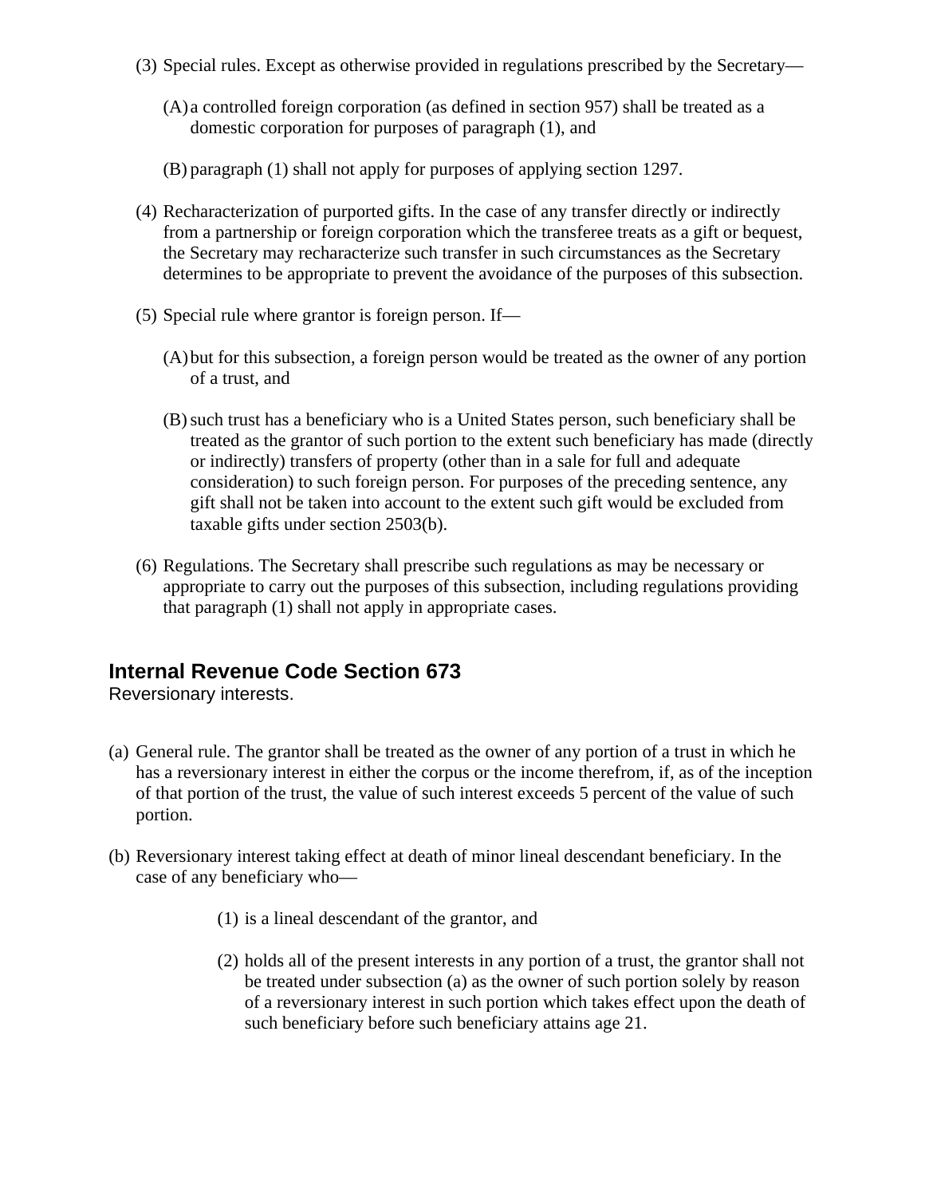(3) Special rules. Except as otherwise provided in regulations prescribed by the Secretary—

  (A) a controlled foreign corporation (as defined in section 957) shall be treated as a domestic corporation for purposes of paragraph (1), and

  (B) paragraph (1) shall not apply for purposes of applying section 1297.

(4) Recharacterization of purported gifts. In the case of any transfer directly or indirectly from a partnership or foreign corporation which the transferee treats as a gift or bequest, the Secretary may recharacterize such transfer in such circumstances as the Secretary determines to be appropriate to prevent the avoidance of the purposes of this subsection.

(5) Special rule where grantor is foreign person. If—

  (A) but for this subsection, a foreign person would be treated as the owner of any portion of a trust, and

  (B) such trust has a beneficiary who is a United States person, such beneficiary shall be treated as the grantor of such portion to the extent such beneficiary has made (directly or indirectly) transfers of property (other than in a sale for full and adequate consideration) to such foreign person. For purposes of the preceding sentence, any gift shall not be taken into account to the extent such gift would be excluded from taxable gifts under section 2503(b).

(6) Regulations. The Secretary shall prescribe such regulations as may be necessary or appropriate to carry out the purposes of this subsection, including regulations providing that paragraph (1) shall not apply in appropriate cases.

## Internal Revenue Code Section 673

Reversionary interests.

(a) General rule. The grantor shall be treated as the owner of any portion of a trust in which he has a reversionary interest in either the corpus or the income therefrom, if, as of the inception of that portion of the trust, the value of such interest exceeds 5 percent of the value of such portion.

(b) Reversionary interest taking effect at death of minor lineal descendant beneficiary. In the case of any beneficiary who—

  (1) is a lineal descendant of the grantor, and

  (2) holds all of the present interests in any portion of a trust, the grantor shall not be treated under subsection (a) as the owner of such portion solely by reason of a reversionary interest in such portion which takes effect upon the death of such beneficiary before such beneficiary attains age 21.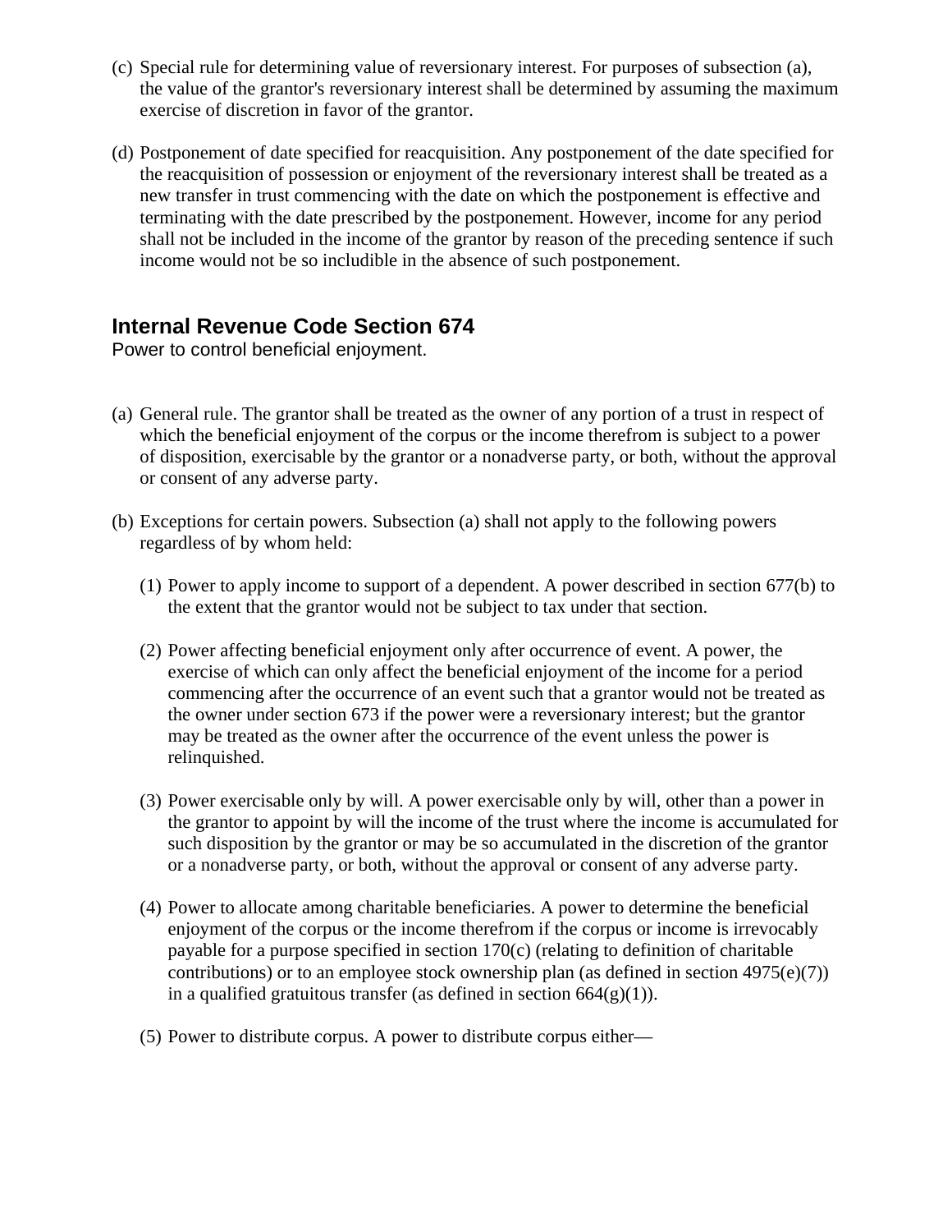(c) Special rule for determining value of reversionary interest. For purposes of subsection (a), the value of the grantor's reversionary interest shall be determined by assuming the maximum exercise of discretion in favor of the grantor.

(d) Postponement of date specified for reacquisition. Any postponement of the date specified for the reacquisition of possession or enjoyment of the reversionary interest shall be treated as a new transfer in trust commencing with the date on which the postponement is effective and terminating with the date prescribed by the postponement. However, income for any period shall not be included in the income of the grantor by reason of the preceding sentence if such income would not be so includible in the absence of such postponement.

## Internal Revenue Code Section 674

Power to control beneficial enjoyment.

(a) General rule. The grantor shall be treated as the owner of any portion of a trust in respect of which the beneficial enjoyment of the corpus or the income therefrom is subject to a power of disposition, exercisable by the grantor or a nonadverse party, or both, without the approval or consent of any adverse party.

(b) Exceptions for certain powers. Subsection (a) shall not apply to the following powers regardless of by whom held:

  (1) Power to apply income to support of a dependent. A power described in section 677(b) to the extent that the grantor would not be subject to tax under that section.

  (2) Power affecting beneficial enjoyment only after occurrence of event. A power, the exercise of which can only affect the beneficial enjoyment of the income for a period commencing after the occurrence of an event such that a grantor would not be treated as the owner under section 673 if the power were a reversionary interest; but the grantor may be treated as the owner after the occurrence of the event unless the power is relinquished.

  (3) Power exercisable only by will. A power exercisable only by will, other than a power in the grantor to appoint by will the income of the trust where the income is accumulated for such disposition by the grantor or may be so accumulated in the discretion of the grantor or a nonadverse party, or both, without the approval or consent of any adverse party.

  (4) Power to allocate among charitable beneficiaries. A power to determine the beneficial enjoyment of the corpus or the income therefrom if the corpus or income is irrevocably payable for a purpose specified in section 170(c) (relating to definition of charitable contributions) or to an employee stock ownership plan (as defined in section 4975(e)(7)) in a qualified gratuitous transfer (as defined in section 664(g)(1)).

  (5) Power to distribute corpus. A power to distribute corpus either—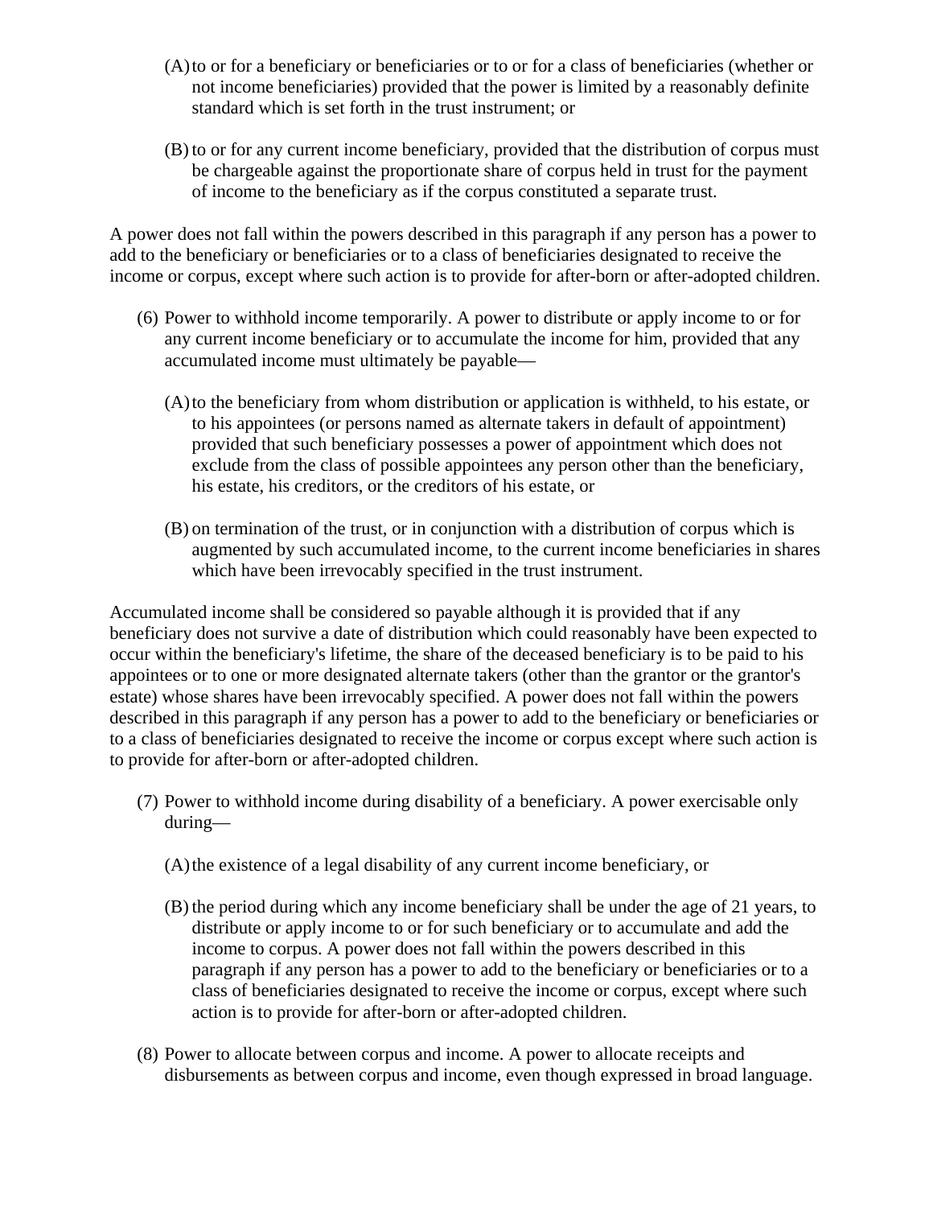(A) to or for a beneficiary or beneficiaries or to or for a class of beneficiaries (whether or not income beneficiaries) provided that the power is limited by a reasonably definite standard which is set forth in the trust instrument; or

(B) to or for any current income beneficiary, provided that the distribution of corpus must be chargeable against the proportionate share of corpus held in trust for the payment of income to the beneficiary as if the corpus constituted a separate trust.

A power does not fall within the powers described in this paragraph if any person has a power to add to the beneficiary or beneficiaries or to a class of beneficiaries designated to receive the income or corpus, except where such action is to provide for after-born or after-adopted children.

(6) Power to withhold income temporarily. A power to distribute or apply income to or for any current income beneficiary or to accumulate the income for him, provided that any accumulated income must ultimately be payable—

(A) to the beneficiary from whom distribution or application is withheld, to his estate, or to his appointees (or persons named as alternate takers in default of appointment) provided that such beneficiary possesses a power of appointment which does not exclude from the class of possible appointees any person other than the beneficiary, his estate, his creditors, or the creditors of his estate, or

(B) on termination of the trust, or in conjunction with a distribution of corpus which is augmented by such accumulated income, to the current income beneficiaries in shares which have been irrevocably specified in the trust instrument.

Accumulated income shall be considered so payable although it is provided that if any beneficiary does not survive a date of distribution which could reasonably have been expected to occur within the beneficiary's lifetime, the share of the deceased beneficiary is to be paid to his appointees or to one or more designated alternate takers (other than the grantor or the grantor's estate) whose shares have been irrevocably specified. A power does not fall within the powers described in this paragraph if any person has a power to add to the beneficiary or beneficiaries or to a class of beneficiaries designated to receive the income or corpus except where such action is to provide for after-born or after-adopted children.

(7) Power to withhold income during disability of a beneficiary. A power exercisable only during—

(A) the existence of a legal disability of any current income beneficiary, or

(B) the period during which any income beneficiary shall be under the age of 21 years, to distribute or apply income to or for such beneficiary or to accumulate and add the income to corpus. A power does not fall within the powers described in this paragraph if any person has a power to add to the beneficiary or beneficiaries or to a class of beneficiaries designated to receive the income or corpus, except where such action is to provide for after-born or after-adopted children.

(8) Power to allocate between corpus and income. A power to allocate receipts and disbursements as between corpus and income, even though expressed in broad language.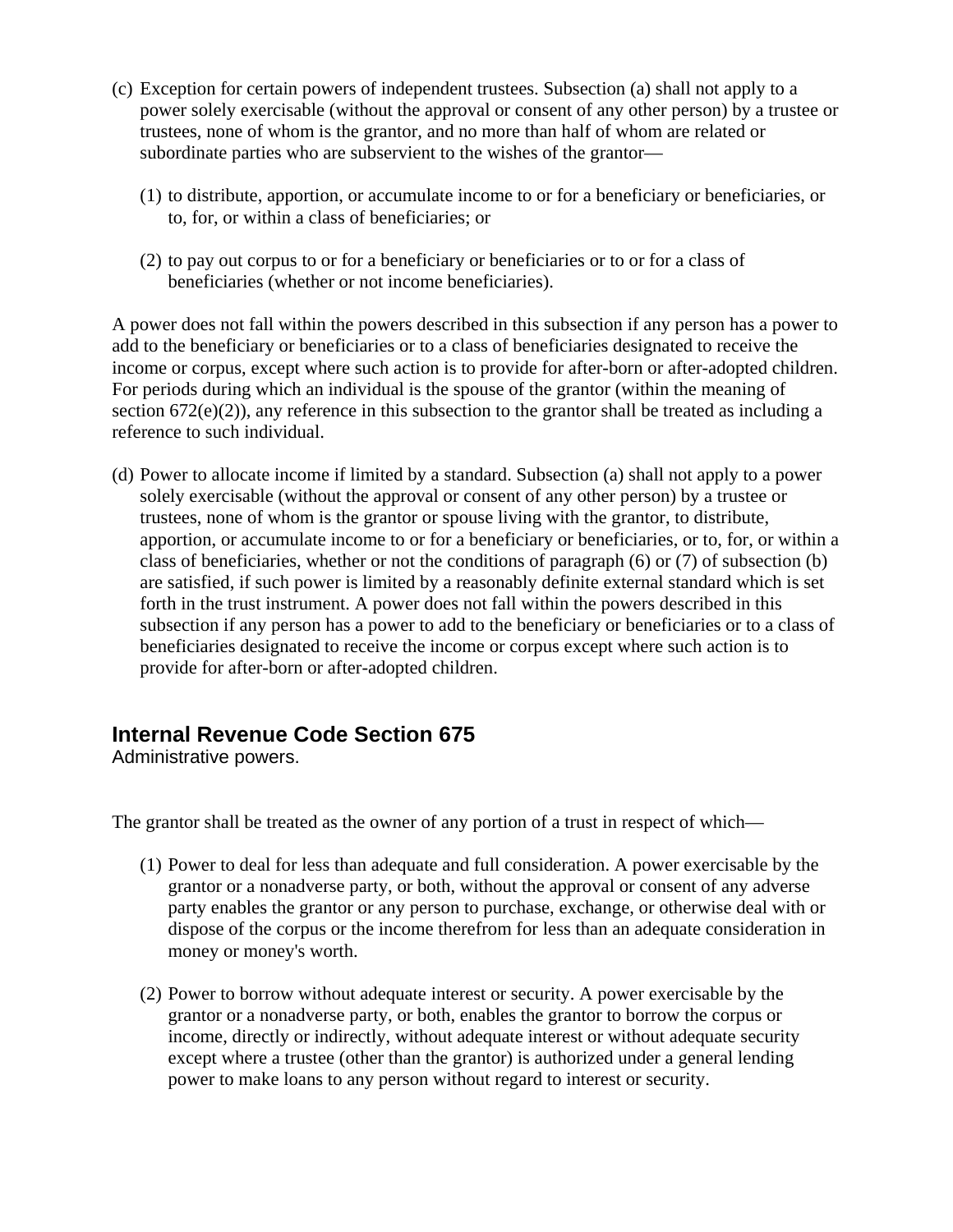(c) Exception for certain powers of independent trustees. Subsection (a) shall not apply to a power solely exercisable (without the approval or consent of any other person) by a trustee or trustees, none of whom is the grantor, and no more than half of whom are related or subordinate parties who are subservient to the wishes of the grantor—

> (1) to distribute, apportion, or accumulate income to or for a beneficiary or beneficiaries, or to, for, or within a class of beneficiaries; or
>
> (2) to pay out corpus to or for a beneficiary or beneficiaries or to or for a class of beneficiaries (whether or not income beneficiaries).

A power does not fall within the powers described in this subsection if any person has a power to add to the beneficiary or beneficiaries or to a class of beneficiaries designated to receive the income or corpus, except where such action is to provide for after-born or after-adopted children. For periods during which an individual is the spouse of the grantor (within the meaning of section 672(e)(2)), any reference in this subsection to the grantor shall be treated as including a reference to such individual.

(d) Power to allocate income if limited by a standard. Subsection (a) shall not apply to a power solely exercisable (without the approval or consent of any other person) by a trustee or trustees, none of whom is the grantor or spouse living with the grantor, to distribute, apportion, or accumulate income to or for a beneficiary or beneficiaries, or to, for, or within a class of beneficiaries, whether or not the conditions of paragraph (6) or (7) of subsection (b) are satisfied, if such power is limited by a reasonably definite external standard which is set forth in the trust instrument. A power does not fall within the powers described in this subsection if any person has a power to add to the beneficiary or beneficiaries or to a class of beneficiaries designated to receive the income or corpus except where such action is to provide for after-born or after-adopted children.

## Internal Revenue Code Section 675

Administrative powers.

The grantor shall be treated as the owner of any portion of a trust in respect of which—

> (1) Power to deal for less than adequate and full consideration. A power exercisable by the grantor or a nonadverse party, or both, without the approval or consent of any adverse party enables the grantor or any person to purchase, exchange, or otherwise deal with or dispose of the corpus or the income therefrom for less than an adequate consideration in money or money's worth.
>
> (2) Power to borrow without adequate interest or security. A power exercisable by the grantor or a nonadverse party, or both, enables the grantor to borrow the corpus or income, directly or indirectly, without adequate interest or without adequate security except where a trustee (other than the grantor) is authorized under a general lending power to make loans to any person without regard to interest or security.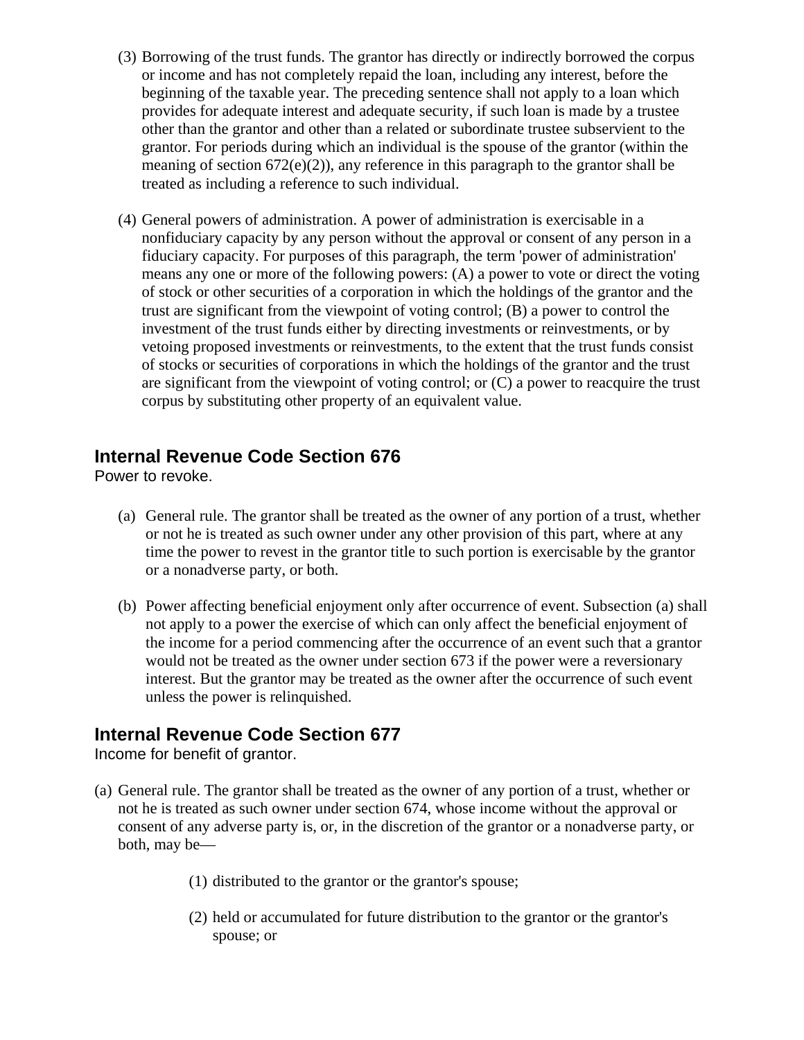(3) Borrowing of the trust funds. The grantor has directly or indirectly borrowed the corpus or income and has not completely repaid the loan, including any interest, before the beginning of the taxable year. The preceding sentence shall not apply to a loan which provides for adequate interest and adequate security, if such loan is made by a trustee other than the grantor and other than a related or subordinate trustee subservient to the grantor. For periods during which an individual is the spouse of the grantor (within the meaning of section 672(e)(2)), any reference in this paragraph to the grantor shall be treated as including a reference to such individual.

(4) General powers of administration. A power of administration is exercisable in a nonfiduciary capacity by any person without the approval or consent of any person in a fiduciary capacity. For purposes of this paragraph, the term 'power of administration' means any one or more of the following powers: (A) a power to vote or direct the voting of stock or other securities of a corporation in which the holdings of the grantor and the trust are significant from the viewpoint of voting control; (B) a power to control the investment of the trust funds either by directing investments or reinvestments, or by vetoing proposed investments or reinvestments, to the extent that the trust funds consist of stocks or securities of corporations in which the holdings of the grantor and the trust are significant from the viewpoint of voting control; or (C) a power to reacquire the trust corpus by substituting other property of an equivalent value.

## Internal Revenue Code Section 676

Power to revoke.

(a) General rule. The grantor shall be treated as the owner of any portion of a trust, whether or not he is treated as such owner under any other provision of this part, where at any time the power to revest in the grantor title to such portion is exercisable by the grantor or a nonadverse party, or both.

(b) Power affecting beneficial enjoyment only after occurrence of event. Subsection (a) shall not apply to a power the exercise of which can only affect the beneficial enjoyment of the income for a period commencing after the occurrence of an event such that a grantor would not be treated as the owner under section 673 if the power were a reversionary interest. But the grantor may be treated as the owner after the occurrence of such event unless the power is relinquished.

## Internal Revenue Code Section 677

Income for benefit of grantor.

(a) General rule. The grantor shall be treated as the owner of any portion of a trust, whether or not he is treated as such owner under section 674, whose income without the approval or consent of any adverse party is, or, in the discretion of the grantor or a nonadverse party, or both, may be—

(1) distributed to the grantor or the grantor's spouse;

(2) held or accumulated for future distribution to the grantor or the grantor's spouse; or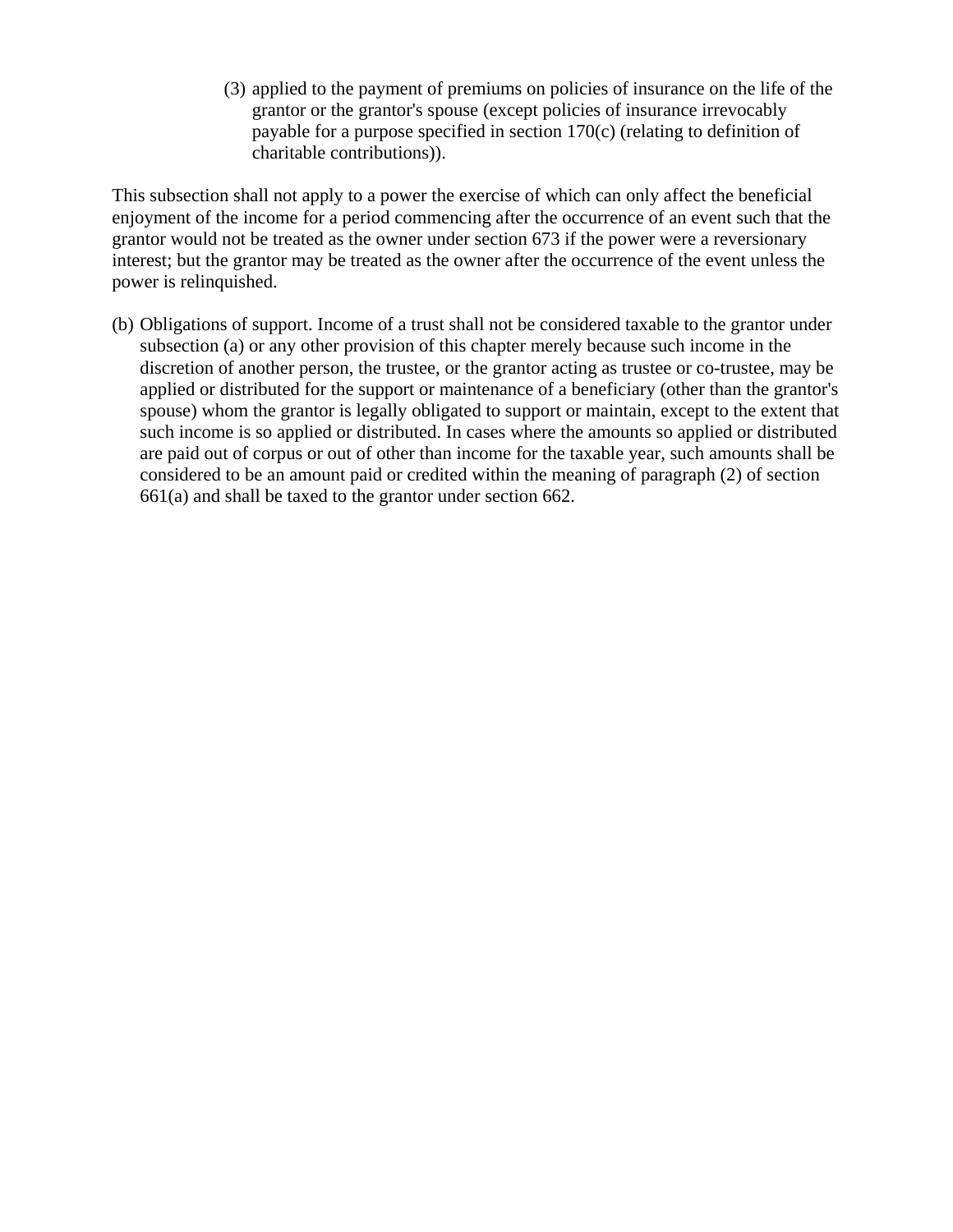(3) applied to the payment of premiums on policies of insurance on the life of the grantor or the grantor's spouse (except policies of insurance irrevocably payable for a purpose specified in section 170(c) (relating to definition of charitable contributions)).

This subsection shall not apply to a power the exercise of which can only affect the beneficial enjoyment of the income for a period commencing after the occurrence of an event such that the grantor would not be treated as the owner under section 673 if the power were a reversionary interest; but the grantor may be treated as the owner after the occurrence of the event unless the power is relinquished.

(b) Obligations of support. Income of a trust shall not be considered taxable to the grantor under subsection (a) or any other provision of this chapter merely because such income in the discretion of another person, the trustee, or the grantor acting as trustee or co-trustee, may be applied or distributed for the support or maintenance of a beneficiary (other than the grantor's spouse) whom the grantor is legally obligated to support or maintain, except to the extent that such income is so applied or distributed. In cases where the amounts so applied or distributed are paid out of corpus or out of other than income for the taxable year, such amounts shall be considered to be an amount paid or credited within the meaning of paragraph (2) of section 661(a) and shall be taxed to the grantor under section 662.